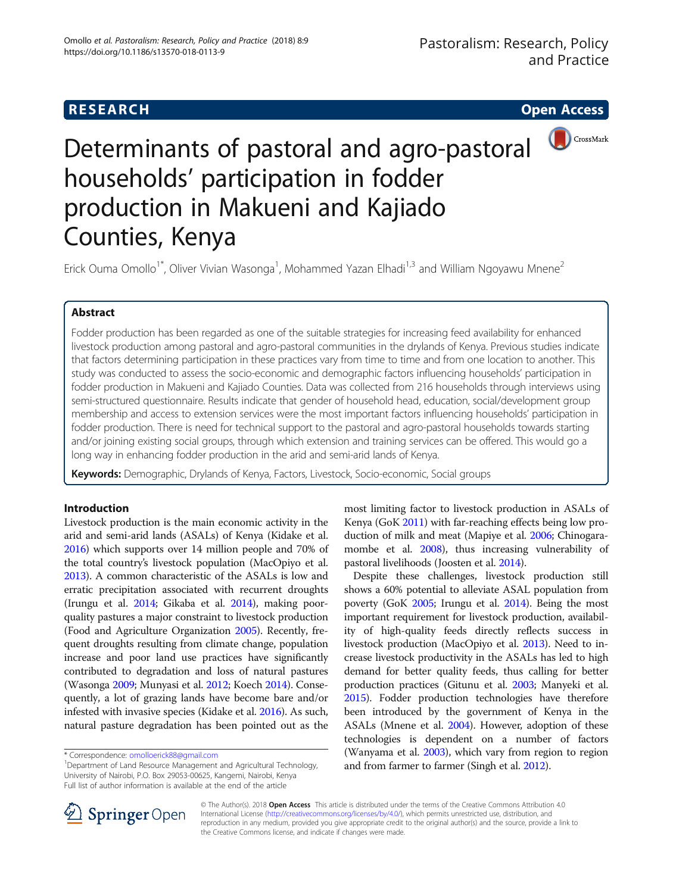RESEARCH Open Access

# Determinants of pastoral and agro-pastoral households' participation in fodder production in Makueni and Kajiado Counties, Kenya

Erick Ouma Omollo[1*], Oliver Vivian Wasonga[1], Mohammed Yazan Elhadi[1,3] and William Ngoyawu Mnene[2]

## Abstract

Fodder production has been regarded as one of the suitable strategies for increasing feed availability for enhanced livestock production among pastoral and agro-pastoral communities in the drylands of Kenya. Previous studies indicate that factors determining participation in these practices vary from time to time and from one location to another. This study was conducted to assess the socio-economic and demographic factors influencing households' participation in fodder production in Makueni and Kajiado Counties. Data was collected from 216 households through interviews using semi-structured questionnaire. Results indicate that gender of household head, education, social/development group membership and access to extension services were the most important factors influencing households' participation in fodder production. There is need for technical support to the pastoral and agro-pastoral households towards starting and/or joining existing social groups, through which extension and training services can be offered. This would go a long way in enhancing fodder production in the arid and semi-arid lands of Kenya.

**Keywords:** Demographic, Drylands of Kenya, Factors, Livestock, Socio-economic, Social groups

## Introduction

Livestock production is the main economic activity in the arid and semi-arid lands (ASALs) of Kenya (Kidake et al. 2016) which supports over 14 million people and 70% of the total country's livestock population (MacOpiyo et al. 2013). A common characteristic of the ASALs is low and erratic precipitation associated with recurrent droughts (Irungu et al. 2014; Gikaba et al. 2014), making poor-quality pastures a major constraint to livestock production (Food and Agriculture Organization 2005). Recently, frequent droughts resulting from climate change, population increase and poor land use practices have significantly contributed to degradation and loss of natural pastures (Wasonga 2009; Munyasi et al. 2012; Koech 2014). Consequently, a lot of grazing lands have become bare and/or infested with invasive species (Kidake et al. 2016). As such, natural pasture degradation has been pointed out as the most limiting factor to livestock production in ASALs of Kenya (GoK 2011) with far-reaching effects being low production of milk and meat (Mapiye et al. 2006; Chinogaramombe et al. 2008), thus increasing vulnerability of pastoral livelihoods (Joosten et al. 2014).

Despite these challenges, livestock production still shows a 60% potential to alleviate ASAL population from poverty (GoK 2005; Irungu et al. 2014). Being the most important requirement for livestock production, availability of high-quality feeds directly reflects success in livestock production (MacOpiyo et al. 2013). Need to increase livestock productivity in the ASALs has led to high demand for better quality feeds, thus calling for better production practices (Gitunu et al. 2003; Manyeki et al. 2015). Fodder production technologies have therefore been introduced by the government of Kenya in the ASALs (Mnene et al. 2004). However, adoption of these technologies is dependent on a number of factors (Wanyama et al. 2003), which vary from region to region and from farmer to farmer (Singh et al. 2012).

* Correspondence: omolloerick88@gmail.com
[1]Department of Land Resource Management and Agricultural Technology, University of Nairobi, P.O. Box 29053-00625, Kangemi, Nairobi, Kenya
Full list of author information is available at the end of the article

© The Author(s). 2018 **Open Access** This article is distributed under the terms of the Creative Commons Attribution 4.0 International License (http://creativecommons.org/licenses/by/4.0/), which permits unrestricted use, distribution, and reproduction in any medium, provided you give appropriate credit to the original author(s) and the source, provide a link to the Creative Commons license, and indicate if changes were made.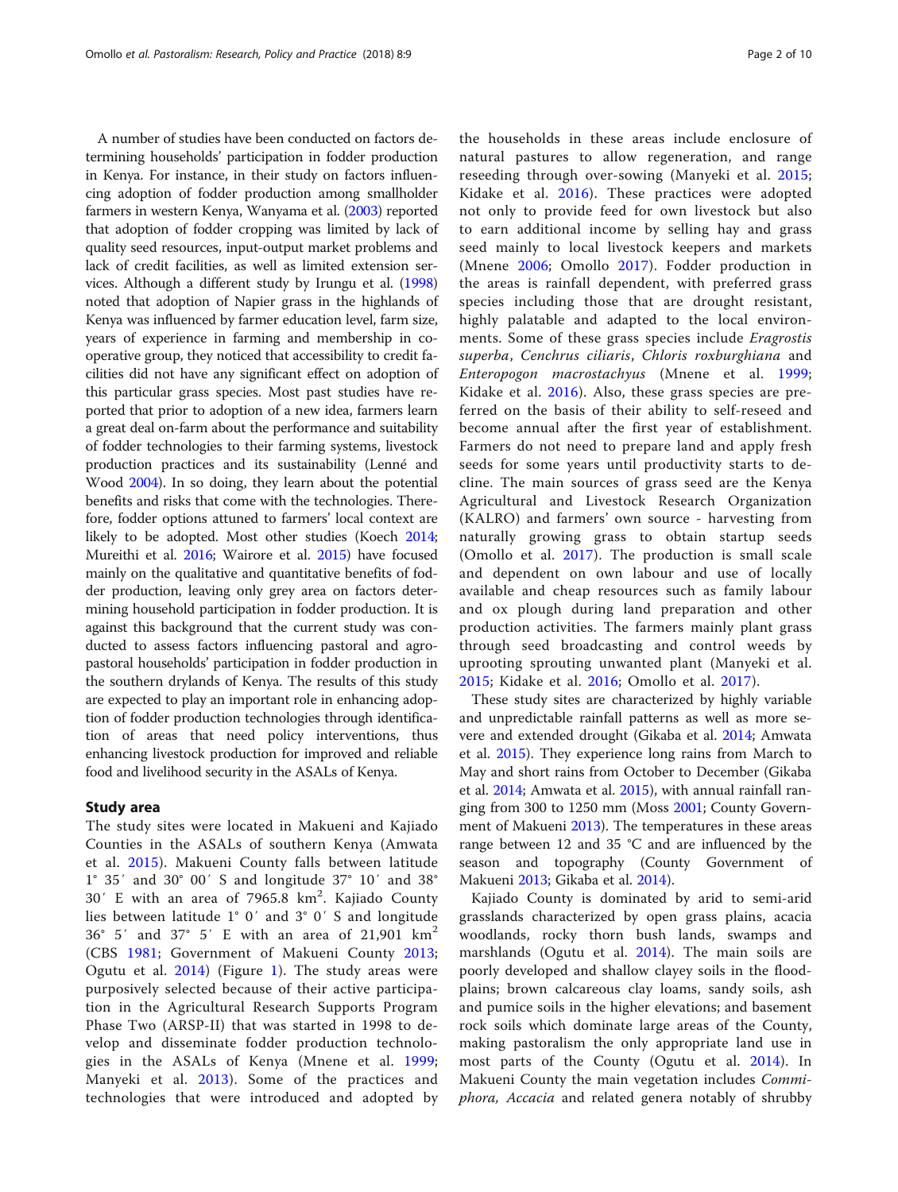A number of studies have been conducted on factors determining households' participation in fodder production in Kenya. For instance, in their study on factors influencing adoption of fodder production among smallholder farmers in western Kenya, Wanyama et al. (2003) reported that adoption of fodder cropping was limited by lack of quality seed resources, input-output market problems and lack of credit facilities, as well as limited extension services. Although a different study by Irungu et al. (1998) noted that adoption of Napier grass in the highlands of Kenya was influenced by farmer education level, farm size, years of experience in farming and membership in cooperative group, they noticed that accessibility to credit facilities did not have any significant effect on adoption of this particular grass species. Most past studies have reported that prior to adoption of a new idea, farmers learn a great deal on-farm about the performance and suitability of fodder technologies to their farming systems, livestock production practices and its sustainability (Lenné and Wood 2004). In so doing, they learn about the potential benefits and risks that come with the technologies. Therefore, fodder options attuned to farmers' local context are likely to be adopted. Most other studies (Koech 2014; Mureithi et al. 2016; Wairore et al. 2015) have focused mainly on the qualitative and quantitative benefits of fodder production, leaving only grey area on factors determining household participation in fodder production. It is against this background that the current study was conducted to assess factors influencing pastoral and agro-pastoral households' participation in fodder production in the southern drylands of Kenya. The results of this study are expected to play an important role in enhancing adoption of fodder production technologies through identification of areas that need policy interventions, thus enhancing livestock production for improved and reliable food and livelihood security in the ASALs of Kenya.

## Study area

The study sites were located in Makueni and Kajiado Counties in the ASALs of southern Kenya (Amwata et al. 2015). Makueni County falls between latitude 1° 35′ and 30° 00′ S and longitude 37° 10′ and 38° 30′ E with an area of 7965.8 km$^2$. Kajiado County lies between latitude 1° 0′ and 3° 0′ S and longitude 36° 5′ and 37° 5′ E with an area of 21,901 km$^2$ (CBS 1981; Government of Makueni County 2013; Ogutu et al. 2014) (Figure 1). The study areas were purposively selected because of their active participation in the Agricultural Research Supports Program Phase Two (ARSP-II) that was started in 1998 to develop and disseminate fodder production technologies in the ASALs of Kenya (Mnene et al. 1999; Manyeki et al. 2013). Some of the practices and technologies that were introduced and adopted by the households in these areas include enclosure of natural pastures to allow regeneration, and range reseeding through over-sowing (Manyeki et al. 2015; Kidake et al. 2016). These practices were adopted not only to provide feed for own livestock but also to earn additional income by selling hay and grass seed mainly to local livestock keepers and markets (Mnene 2006; Omollo 2017). Fodder production in the areas is rainfall dependent, with preferred grass species including those that are drought resistant, highly palatable and adapted to the local environments. Some of these grass species include *Eragrostis superba*, *Cenchrus ciliaris*, *Chloris roxburghiana* and *Enteropogon macrostachyus* (Mnene et al. 1999; Kidake et al. 2016). Also, these grass species are preferred on the basis of their ability to self-reseed and become annual after the first year of establishment. Farmers do not need to prepare land and apply fresh seeds for some years until productivity starts to decline. The main sources of grass seed are the Kenya Agricultural and Livestock Research Organization (KALRO) and farmers' own source - harvesting from naturally growing grass to obtain startup seeds (Omollo et al. 2017). The production is small scale and dependent on own labour and use of locally available and cheap resources such as family labour and ox plough during land preparation and other production activities. The farmers mainly plant grass through seed broadcasting and control weeds by uprooting sprouting unwanted plant (Manyeki et al. 2015; Kidake et al. 2016; Omollo et al. 2017).

These study sites are characterized by highly variable and unpredictable rainfall patterns as well as more severe and extended drought (Gikaba et al. 2014; Amwata et al. 2015). They experience long rains from March to May and short rains from October to December (Gikaba et al. 2014; Amwata et al. 2015), with annual rainfall ranging from 300 to 1250 mm (Moss 2001; County Government of Makueni 2013). The temperatures in these areas range between 12 and 35 °C and are influenced by the season and topography (County Government of Makueni 2013; Gikaba et al. 2014).

Kajiado County is dominated by arid to semi-arid grasslands characterized by open grass plains, acacia woodlands, rocky thorn bush lands, swamps and marshlands (Ogutu et al. 2014). The main soils are poorly developed and shallow clayey soils in the floodplains; brown calcareous clay loams, sandy soils, ash and pumice soils in the higher elevations; and basement rock soils which dominate large areas of the County, making pastoralism the only appropriate land use in most parts of the County (Ogutu et al. 2014). In Makueni County the main vegetation includes *Commiphora, Accacia* and related genera notably of shrubby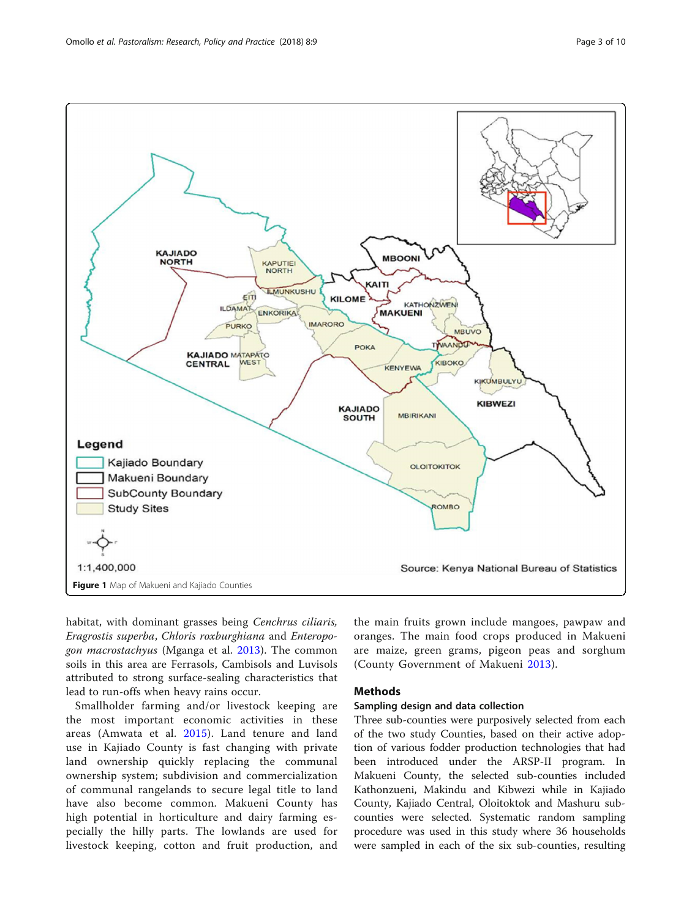**Figure 1** Map of Makueni and Kajiado Counties

habitat, with dominant grasses being *Cenchrus ciliaris*, *Eragrostis superba*, *Chloris roxburghiana* and *Enteropogon macrostachyus* (Mganga et al. 2013). The common soils in this area are Ferrasols, Cambisols and Luvisols attributed to strong surface-sealing characteristics that lead to run-offs when heavy rains occur.

Smallholder farming and/or livestock keeping are the most important economic activities in these areas (Amwata et al. 2015). Land tenure and land use in Kajiado County is fast changing with private land ownership quickly replacing the communal ownership system; subdivision and commercialization of communal rangelands to secure legal title to land have also become common. Makueni County has high potential in horticulture and dairy farming especially the hilly parts. The lowlands are used for livestock keeping, cotton and fruit production, and the main fruits grown include mangoes, pawpaw and oranges. The main food crops produced in Makueni are maize, green grams, pigeon peas and sorghum (County Government of Makueni 2013).

## Methods

### Sampling design and data collection

Three sub-counties were purposively selected from each of the two study Counties, based on their active adoption of various fodder production technologies that had been introduced under the ARSP-II program. In Makueni County, the selected sub-counties included Kathonzueni, Makindu and Kibwezi while in Kajiado County, Kajiado Central, Oloitoktok and Mashuru sub-counties were selected. Systematic random sampling procedure was used in this study where 36 households were sampled in each of the six sub-counties, resulting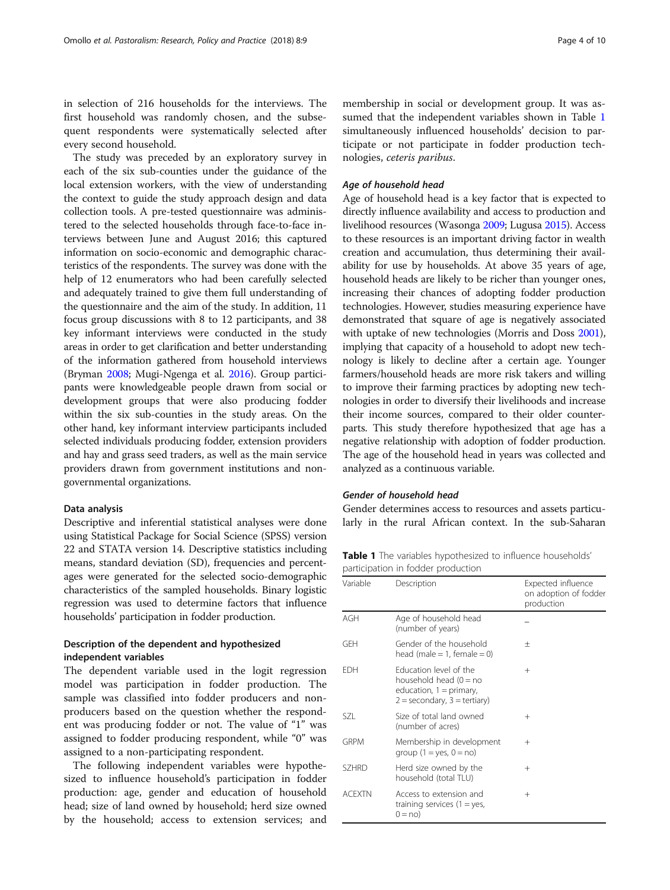in selection of 216 households for the interviews. The first household was randomly chosen, and the subsequent respondents were systematically selected after every second household.

The study was preceded by an exploratory survey in each of the six sub-counties under the guidance of the local extension workers, with the view of understanding the context to guide the study approach design and data collection tools. A pre-tested questionnaire was administered to the selected households through face-to-face interviews between June and August 2016; this captured information on socio-economic and demographic characteristics of the respondents. The survey was done with the help of 12 enumerators who had been carefully selected and adequately trained to give them full understanding of the questionnaire and the aim of the study. In addition, 11 focus group discussions with 8 to 12 participants, and 38 key informant interviews were conducted in the study areas in order to get clarification and better understanding of the information gathered from household interviews (Bryman 2008; Mugi-Ngenga et al. 2016). Group participants were knowledgeable people drawn from social or development groups that were also producing fodder within the six sub-counties in the study areas. On the other hand, key informant interview participants included selected individuals producing fodder, extension providers and hay and grass seed traders, as well as the main service providers drawn from government institutions and non-governmental organizations.

### Data analysis

Descriptive and inferential statistical analyses were done using Statistical Package for Social Science (SPSS) version 22 and STATA version 14. Descriptive statistics including means, standard deviation (SD), frequencies and percentages were generated for the selected socio-demographic characteristics of the sampled households. Binary logistic regression was used to determine factors that influence households' participation in fodder production.

### Description of the dependent and hypothesized independent variables

The dependent variable used in the logit regression model was participation in fodder production. The sample was classified into fodder producers and non-producers based on the question whether the respondent was producing fodder or not. The value of "1" was assigned to fodder producing respondent, while "0" was assigned to a non-participating respondent.

The following independent variables were hypothesized to influence household's participation in fodder production: age, gender and education of household head; size of land owned by household; herd size owned by the household; access to extension services; and membership in social or development group. It was assumed that the independent variables shown in Table 1 simultaneously influenced households' decision to participate or not participate in fodder production technologies, *ceteris paribus*.

#### *Age of household head*

Age of household head is a key factor that is expected to directly influence availability and access to production and livelihood resources (Wasonga 2009; Lugusa 2015). Access to these resources is an important driving factor in wealth creation and accumulation, thus determining their availability for use by households. At above 35 years of age, household heads are likely to be richer than younger ones, increasing their chances of adopting fodder production technologies. However, studies measuring experience have demonstrated that square of age is negatively associated with uptake of new technologies (Morris and Doss 2001), implying that capacity of a household to adopt new technology is likely to decline after a certain age. Younger farmers/household heads are more risk takers and willing to improve their farming practices by adopting new technologies in order to diversify their livelihoods and increase their income sources, compared to their older counterparts. This study therefore hypothesized that age has a negative relationship with adoption of fodder production. The age of the household head in years was collected and analyzed as a continuous variable.

#### *Gender of household head*

Gender determines access to resources and assets particularly in the rural African context. In the sub-Saharan

**Table 1** The variables hypothesized to influence households' participation in fodder production

| Variable | Description | Expected influence on adoption of fodder production |
|---|---|---|
| AGH | Age of household head (number of years) | − |
| GEH | Gender of the household head (male = 1, female = 0) | ± |
| EDH | Education level of the household head (0 = no education, 1 = primary, 2 = secondary, 3 = tertiary) | + |
| SZL | Size of total land owned (number of acres) | + |
| GRPM | Membership in development group (1 = yes, 0 = no) | + |
| SZHRD | Herd size owned by the household (total TLU) | + |
| ACEXTN | Access to extension and training services (1 = yes, 0 = no) | + |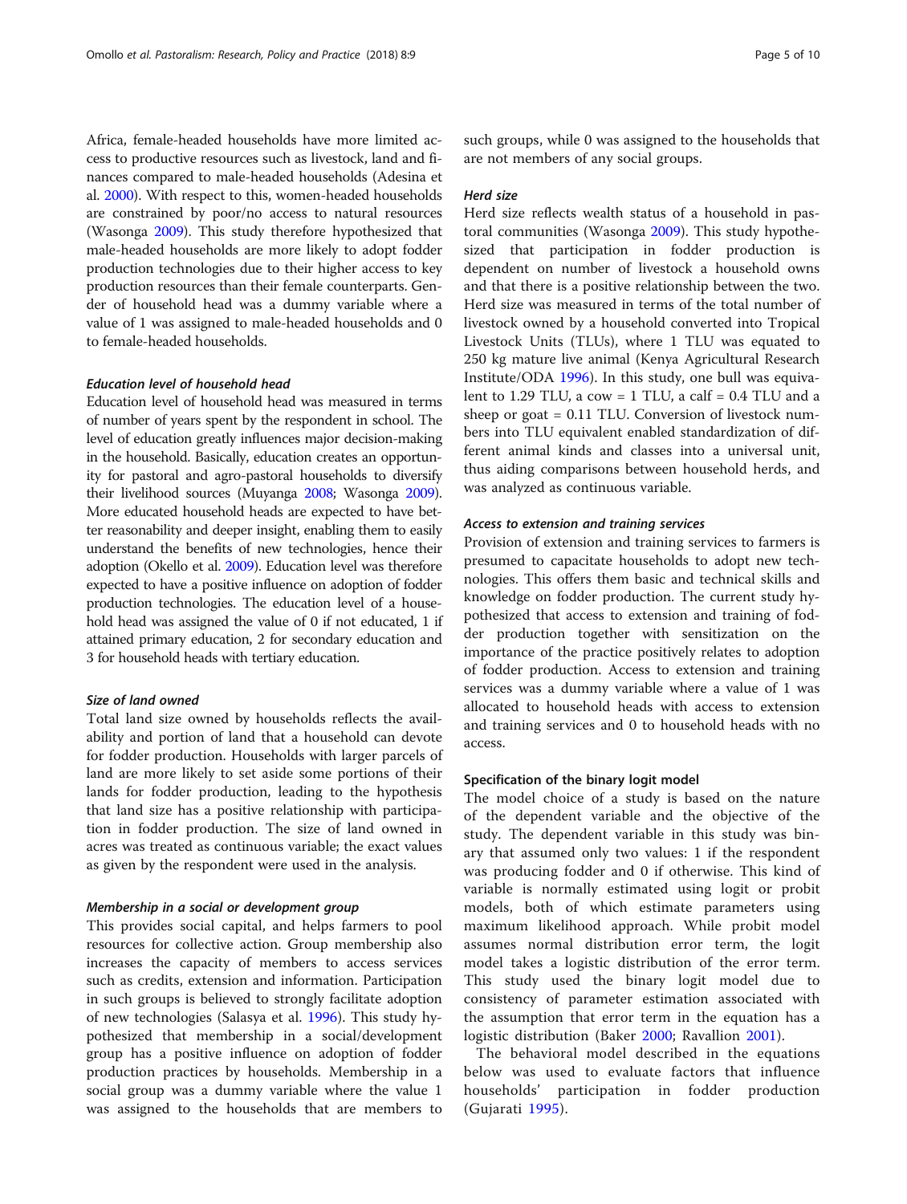Africa, female-headed households have more limited access to productive resources such as livestock, land and finances compared to male-headed households (Adesina et al. 2000). With respect to this, women-headed households are constrained by poor/no access to natural resources (Wasonga 2009). This study therefore hypothesized that male-headed households are more likely to adopt fodder production technologies due to their higher access to key production resources than their female counterparts. Gender of household head was a dummy variable where a value of 1 was assigned to male-headed households and 0 to female-headed households.

#### *Education level of household head*

Education level of household head was measured in terms of number of years spent by the respondent in school. The level of education greatly influences major decision-making in the household. Basically, education creates an opportunity for pastoral and agro-pastoral households to diversify their livelihood sources (Muyanga 2008; Wasonga 2009). More educated household heads are expected to have better reasonability and deeper insight, enabling them to easily understand the benefits of new technologies, hence their adoption (Okello et al. 2009). Education level was therefore expected to have a positive influence on adoption of fodder production technologies. The education level of a household head was assigned the value of 0 if not educated, 1 if attained primary education, 2 for secondary education and 3 for household heads with tertiary education.

#### *Size of land owned*

Total land size owned by households reflects the availability and portion of land that a household can devote for fodder production. Households with larger parcels of land are more likely to set aside some portions of their lands for fodder production, leading to the hypothesis that land size has a positive relationship with participation in fodder production. The size of land owned in acres was treated as continuous variable; the exact values as given by the respondent were used in the analysis.

#### *Membership in a social or development group*

This provides social capital, and helps farmers to pool resources for collective action. Group membership also increases the capacity of members to access services such as credits, extension and information. Participation in such groups is believed to strongly facilitate adoption of new technologies (Salasya et al. 1996). This study hypothesized that membership in a social/development group has a positive influence on adoption of fodder production practices by households. Membership in a social group was a dummy variable where the value 1 was assigned to the households that are members to such groups, while 0 was assigned to the households that are not members of any social groups.

#### *Herd size*

Herd size reflects wealth status of a household in pastoral communities (Wasonga 2009). This study hypothesized that participation in fodder production is dependent on number of livestock a household owns and that there is a positive relationship between the two. Herd size was measured in terms of the total number of livestock owned by a household converted into Tropical Livestock Units (TLUs), where 1 TLU was equated to 250 kg mature live animal (Kenya Agricultural Research Institute/ODA 1996). In this study, one bull was equivalent to 1.29 TLU, a cow = 1 TLU, a calf = 0.4 TLU and a sheep or goat = 0.11 TLU. Conversion of livestock numbers into TLU equivalent enabled standardization of different animal kinds and classes into a universal unit, thus aiding comparisons between household herds, and was analyzed as continuous variable.

#### *Access to extension and training services*

Provision of extension and training services to farmers is presumed to capacitate households to adopt new technologies. This offers them basic and technical skills and knowledge on fodder production. The current study hypothesized that access to extension and training of fodder production together with sensitization on the importance of the practice positively relates to adoption of fodder production. Access to extension and training services was a dummy variable where a value of 1 was allocated to household heads with access to extension and training services and 0 to household heads with no access.

### Specification of the binary logit model

The model choice of a study is based on the nature of the dependent variable and the objective of the study. The dependent variable in this study was binary that assumed only two values: 1 if the respondent was producing fodder and 0 if otherwise. This kind of variable is normally estimated using logit or probit models, both of which estimate parameters using maximum likelihood approach. While probit model assumes normal distribution error term, the logit model takes a logistic distribution of the error term. This study used the binary logit model due to consistency of parameter estimation associated with the assumption that error term in the equation has a logistic distribution (Baker 2000; Ravallion 2001).

The behavioral model described in the equations below was used to evaluate factors that influence households' participation in fodder production (Gujarati 1995).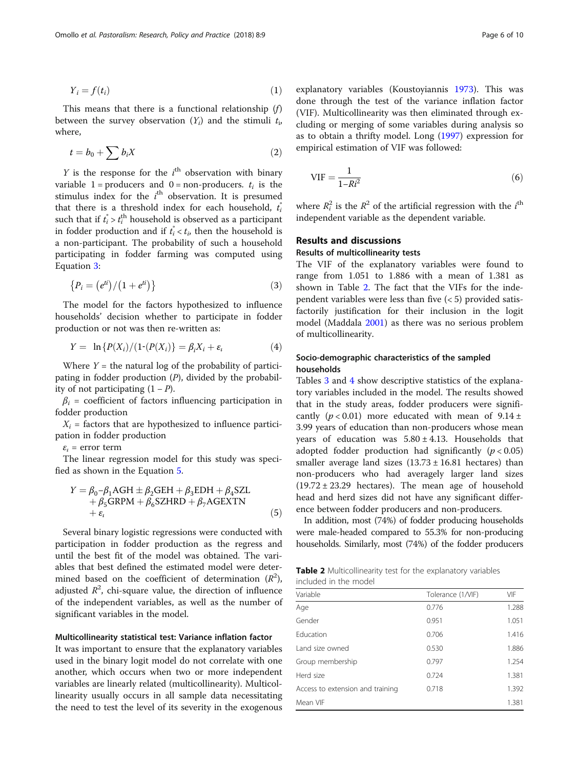$$Y_i = f(t_i) \tag{1}$$

This means that there is a functional relationship ($f$) between the survey observation ($Y_i$) and the stimuli $t_i$, where,

$$t = b_0 + \sum b_i X \tag{2}$$

$Y$ is the response for the $i^{\text{th}}$ observation with binary variable 1 = producers and 0 = non-producers. $t_i$ is the stimulus index for the $i^{\text{th}}$ observation. It is presumed that there is a threshold index for each household, $t_i^*$ such that if $t_i^* > t_i^{\text{th}}$ household is observed as a participant in fodder production and if $t_i^* < t_i$, then the household is a non-participant. The probability of such a household participating in fodder farming was computed using Equation 3:

$$\left\{P_i = \left(e^{ti}\right)/\left(1 + e^{ti}\right)\right\} \tag{3}$$

The model for the factors hypothesized to influence households' decision whether to participate in fodder production or not was then re-written as:

$$Y = \ln\{P(X_i)/(1\text{-}(P(X_i))\} = \beta_i X_i + \varepsilon_i \tag{4}$$

Where $Y$ = the natural log of the probability of participating in fodder production ($P$), divided by the probability of not participating $(1 - P)$.

$\beta_i$ = coefficient of factors influencing participation in fodder production

$X_i$ = factors that are hypothesized to influence participation in fodder production

$\varepsilon_i$ = error term

The linear regression model for this study was specified as shown in the Equation 5.

$$Y = \beta_0 - \beta_1 \text{AGH} \pm \beta_2 \text{GEH} + \beta_3 \text{EDH} + \beta_4 \text{SZL} + \beta_5 \text{GRPM} + \beta_6 \text{SZHRD} + \beta_7 \text{AGEXTN} + \varepsilon_i \tag{5}$$

Several binary logistic regressions were conducted with participation in fodder production as the regress and until the best fit of the model was obtained. The variables that best defined the estimated model were determined based on the coefficient of determination ($R^2$), adjusted $R^2$, chi-square value, the direction of influence of the independent variables, as well as the number of significant variables in the model.

### Multicollinearity statistical test: Variance inflation factor

It was important to ensure that the explanatory variables used in the binary logit model do not correlate with one another, which occurs when two or more independent variables are linearly related (multicollinearity). Multicollinearity usually occurs in all sample data necessitating the need to test the level of its severity in the exogenous explanatory variables (Koustoyiannis 1973). This was done through the test of the variance inflation factor (VIF). Multicollinearity was then eliminated through excluding or merging of some variables during analysis so as to obtain a thrifty model. Long (1997) expression for empirical estimation of VIF was followed:

$$\text{VIF} = \frac{1}{1 - Ri^2} \tag{6}$$

where $R_i^2$ is the $R^2$ of the artificial regression with the $i^{\text{th}}$ independent variable as the dependent variable.

## Results and discussions

### Results of multicollinearity tests

The VIF of the explanatory variables were found to range from 1.051 to 1.886 with a mean of 1.381 as shown in Table 2. The fact that the VIFs for the independent variables were less than five (< 5) provided satisfactorily justification for their inclusion in the logit model (Maddala 2001) as there was no serious problem of multicollinearity.

### Socio-demographic characteristics of the sampled households

Tables 3 and 4 show descriptive statistics of the explanatory variables included in the model. The results showed that in the study areas, fodder producers were significantly ($p < 0.01$) more educated with mean of 9.14 ± 3.99 years of education than non-producers whose mean years of education was 5.80 ± 4.13. Households that adopted fodder production had significantly ($p < 0.05$) smaller average land sizes (13.73 ± 16.81 hectares) than non-producers who had averagely larger land sizes (19.72 ± 23.29 hectares). The mean age of household head and herd sizes did not have any significant difference between fodder producers and non-producers.

In addition, most (74%) of fodder producing households were male-headed compared to 55.3% for non-producing households. Similarly, most (74%) of the fodder producers

**Table 2** Multicollinearity test for the explanatory variables included in the model

| Variable | Tolerance (1/VIF) | VIF |
|---|---|---|
| Age | 0.776 | 1.288 |
| Gender | 0.951 | 1.051 |
| Education | 0.706 | 1.416 |
| Land size owned | 0.530 | 1.886 |
| Group membership | 0.797 | 1.254 |
| Herd size | 0.724 | 1.381 |
| Access to extension and training | 0.718 | 1.392 |
| Mean VIF | | 1.381 |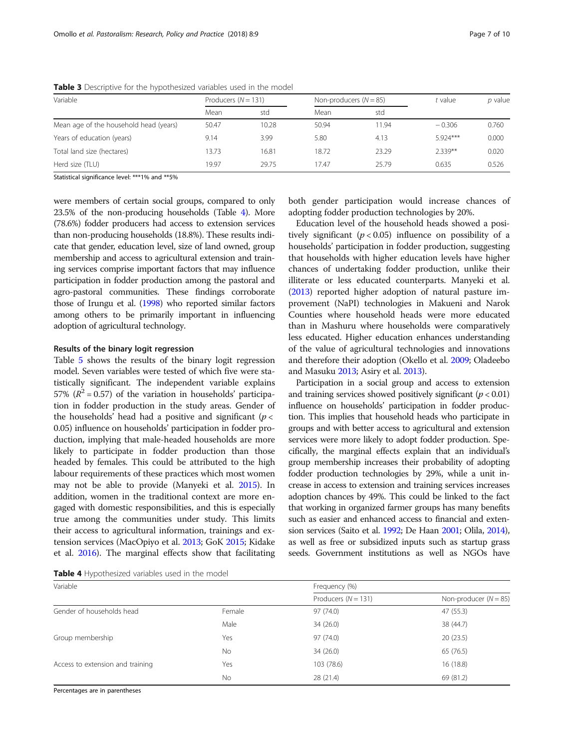**Table 3** Descriptive for the hypothesized variables used in the model

| Variable | Producers ($N = 131$) | | Non-producers ($N = 85$) | | *t* value | *p* value |
|---|---|---|---|---|---|---|
| | Mean | std | Mean | std | | |
| Mean age of the household head (years) | 50.47 | 10.28 | 50.94 | 11.94 | − 0.306 | 0.760 |
| Years of education (years) | 9.14 | 3.99 | 5.80 | 4.13 | 5.924*** | 0.000 |
| Total land size (hectares) | 13.73 | 16.81 | 18.72 | 23.29 | 2.339** | 0.020 |
| Herd size (TLU) | 19.97 | 29.75 | 17.47 | 25.79 | 0.635 | 0.526 |

Statistical significance level: ***1% and **5%

were members of certain social groups, compared to only 23.5% of the non-producing households (Table 4). More (78.6%) fodder producers had access to extension services than non-producing households (18.8%). These results indicate that gender, education level, size of land owned, group membership and access to agricultural extension and training services comprise important factors that may influence participation in fodder production among the pastoral and agro-pastoral communities. These findings corroborate those of Irungu et al. (1998) who reported similar factors among others to be primarily important in influencing adoption of agricultural technology.

### Results of the binary logit regression

Table 5 shows the results of the binary logit regression model. Seven variables were tested of which five were statistically significant. The independent variable explains 57% ($R^2 = 0.57$) of the variation in households' participation in fodder production in the study areas. Gender of the households' head had a positive and significant ($p < 0.05$) influence on households' participation in fodder production, implying that male-headed households are more likely to participate in fodder production than those headed by females. This could be attributed to the high labour requirements of these practices which most women may not be able to provide (Manyeki et al. 2015). In addition, women in the traditional context are more engaged with domestic responsibilities, and this is especially true among the communities under study. This limits their access to agricultural information, trainings and extension services (MacOpiyo et al. 2013; GoK 2015; Kidake et al. 2016). The marginal effects show that facilitating both gender participation would increase chances of adopting fodder production technologies by 20%.

Education level of the household heads showed a positively significant ($p < 0.05$) influence on possibility of a households' participation in fodder production, suggesting that households with higher education levels have higher chances of undertaking fodder production, unlike their illiterate or less educated counterparts. Manyeki et al. (2013) reported higher adoption of natural pasture improvement (NaPI) technologies in Makueni and Narok Counties where household heads were more educated than in Mashuru where households were comparatively less educated. Higher education enhances understanding of the value of agricultural technologies and innovations and therefore their adoption (Okello et al. 2009; Oladeebo and Masuku 2013; Asiry et al. 2013).

Participation in a social group and access to extension and training services showed positively significant ($p < 0.01$) influence on households' participation in fodder production. This implies that household heads who participate in groups and with better access to agricultural and extension services were more likely to adopt fodder production. Specifically, the marginal effects explain that an individual's group membership increases their probability of adopting fodder production technologies by 29%, while a unit increase in access to extension and training services increases adoption chances by 49%. This could be linked to the fact that working in organized farmer groups has many benefits such as easier and enhanced access to financial and extension services (Saito et al. 1992; De Haan 2001; Olila, 2014), as well as free or subsidized inputs such as startup grass seeds. Government institutions as well as NGOs have

**Table 4** Hypothesized variables used in the model

| Variable | | Frequency (%) | |
|---|---|---|---|
| | | Producers ($N = 131$) | Non-producer ($N = 85$) |
| Gender of households head | Female | 97 (74.0) | 47 (55.3) |
| | Male | 34 (26.0) | 38 (44.7) |
| Group membership | Yes | 97 (74.0) | 20 (23.5) |
| | No | 34 (26.0) | 65 (76.5) |
| Access to extension and training | Yes | 103 (78.6) | 16 (18.8) |
| | No | 28 (21.4) | 69 (81.2) |

Percentages are in parentheses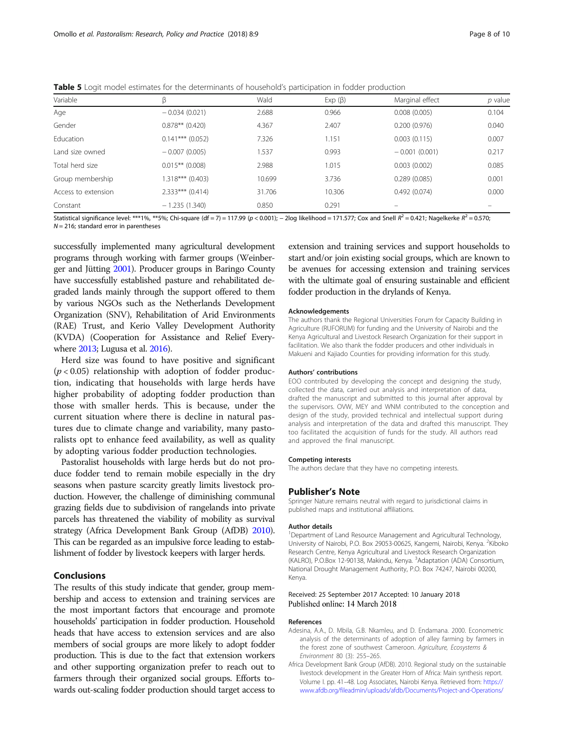**Table 5** Logit model estimates for the determinants of household's participation in fodder production

| Variable | β | Wald | Exp (β) | Marginal effect | *p* value |
|---|---|---|---|---|---|
| Age | − 0.034 (0.021) | 2.688 | 0.966 | 0.008 (0.005) | 0.104 |
| Gender | 0.878** (0.420) | 4.367 | 2.407 | 0.200 (0.976) | 0.040 |
| Education | 0.141*** (0.052) | 7.326 | 1.151 | 0.003 (0.115) | 0.007 |
| Land size owned | − 0.007 (0.005) | 1.537 | 0.993 | − 0.001 (0.001) | 0.217 |
| Total herd size | 0.015** (0.008) | 2.988 | 1.015 | 0.003 (0.002) | 0.085 |
| Group membership | 1.318*** (0.403) | 10.699 | 3.736 | 0.289 (0.085) | 0.001 |
| Access to extension | 2.333*** (0.414) | 31.706 | 10.306 | 0.492 (0.074) | 0.000 |
| Constant | − 1.235 (1.340) | 0.850 | 0.291 | – | – |

Statistical significance level: ***1%, **5%; Chi-square (df = 7) = 117.99 ($p < 0.001$); − 2log likelihood = 171.577; Cox and Snell $R^2 = 0.421$; Nagelkerke $R^2 = 0.570$; $N = 216$; standard error in parentheses

successfully implemented many agricultural development programs through working with farmer groups (Weinberger and Jütting 2001). Producer groups in Baringo County have successfully established pasture and rehabilitated degraded lands mainly through the support offered to them by various NGOs such as the Netherlands Development Organization (SNV), Rehabilitation of Arid Environments (RAE) Trust, and Kerio Valley Development Authority (KVDA) (Cooperation for Assistance and Relief Everywhere 2013; Lugusa et al. 2016).

Herd size was found to have positive and significant ($p < 0.05$) relationship with adoption of fodder production, indicating that households with large herds have higher probability of adopting fodder production than those with smaller herds. This is because, under the current situation where there is decline in natural pastures due to climate change and variability, many pastoralists opt to enhance feed availability, as well as quality by adopting various fodder production technologies.

Pastoralist households with large herds but do not produce fodder tend to remain mobile especially in the dry seasons when pasture scarcity greatly limits livestock production. However, the challenge of diminishing communal grazing fields due to subdivision of rangelands into private parcels has threatened the viability of mobility as survival strategy (Africa Development Bank Group (AfDB) 2010). This can be regarded as an impulsive force leading to establishment of fodder by livestock keepers with larger herds.

## Conclusions

The results of this study indicate that gender, group membership and access to extension and training services are the most important factors that encourage and promote households' participation in fodder production. Household heads that have access to extension services and are also members of social groups are more likely to adopt fodder production. This is due to the fact that extension workers and other supporting organization prefer to reach out to farmers through their organized social groups. Efforts towards out-scaling fodder production should target access to extension and training services and support households to start and/or join existing social groups, which are known to be avenues for accessing extension and training services with the ultimate goal of ensuring sustainable and efficient fodder production in the drylands of Kenya.

#### Acknowledgements

The authors thank the Regional Universities Forum for Capacity Building in Agriculture (RUFORUM) for funding and the University of Nairobi and the Kenya Agricultural and Livestock Research Organization for their support in facilitation. We also thank the fodder producers and other individuals in Makueni and Kajiado Counties for providing information for this study.

#### Authors' contributions

EOO contributed by developing the concept and designing the study, collected the data, carried out analysis and interpretation of data, drafted the manuscript and submitted to this journal after approval by the supervisors. OVW, MEY and WNM contributed to the conception and design of the study, provided technical and intellectual support during analysis and interpretation of the data and drafted this manuscript. They too facilitated the acquisition of funds for the study. All authors read and approved the final manuscript.

#### Competing interests

The authors declare that they have no competing interests.

### Publisher's Note

Springer Nature remains neutral with regard to jurisdictional claims in published maps and institutional affiliations.

#### Author details

[1]Department of Land Resource Management and Agricultural Technology, University of Nairobi, P.O. Box 29053-00625, Kangemi, Nairobi, Kenya. [2]Kiboko Research Centre, Kenya Agricultural and Livestock Research Organization (KALRO), P.O.Box 12-90138, Makindu, Kenya. [3]Adaptation (ADA) Consortium, National Drought Management Authority, P.O. Box 74247, Nairobi 00200, Kenya.

Received: 25 September 2017 Accepted: 10 January 2018
Published online: 14 March 2018

#### References

Adesina, A.A., D. Mbila, G.B. Nkamleu, and D. Endamana. 2000. Econometric analysis of the determinants of adoption of alley farming by farmers in the forest zone of southwest Cameroon. *Agriculture, Ecosystems & Environment* 80 (3): 255–265.

Africa Development Bank Group (AfDB). 2010. Regional study on the sustainable livestock development in the Greater Horn of Africa: Main synthesis report. Volume I. pp. 41–48. Log Associates, Nairobi Kenya. Retrieved from: https://www.afdb.org/fileadmin/uploads/afdb/Documents/Project-and-Operations/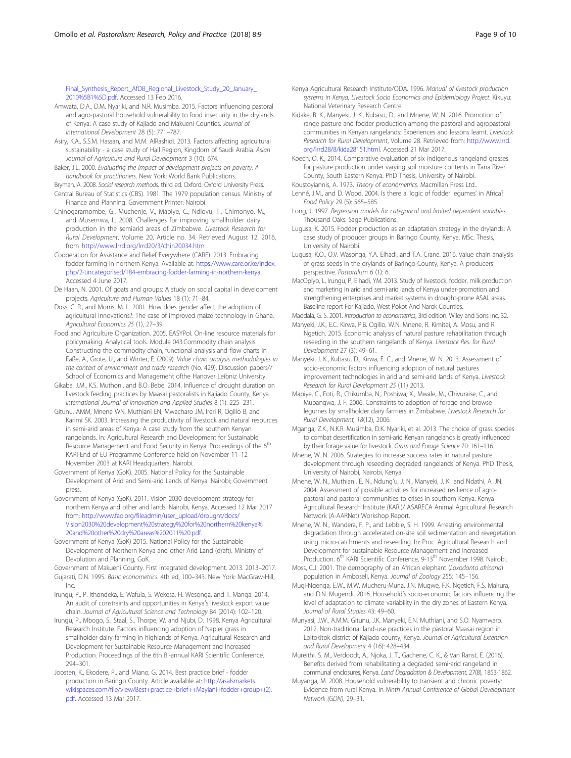Final_Synthesis_Report_AfDB_Regional_Livestock_Study_20_January_2010%5B1%5D.pdf. Accessed 13 Feb 2016.

Amwata, D.A., D.M. Nyariki, and N.R. Musimba. 2015. Factors influencing pastoral and agro-pastoral household vulnerability to food insecurity in the drylands of Kenya: A case study of Kajiado and Makueni Counties. *Journal of International Development* 28 (5): 771–787.

Asiry, K.A., S.S.M. Hassan, and M.M. AlRashidi. 2013. Factors affecting agricultural sustainability - a case study of Hail Region, Kingdom of Saudi Arabia. *Asian Journal of Agriculture and Rural Development* 3 (10): 674.

Baker, J.L. 2000. *Evaluating the impact of development projects on poverty: A handbook for practitioners*. New York: World Bank Publications.

Bryman, A. 2008. *Social research methods*. third ed. Oxford: Oxford University Press.

Central Bureau of Statistics (CBS). 1981. The 1979 population census. Ministry of Finance and Planning. Government Printer: Nairobi.

Chinogaramombe, G., Muchenje, V., Mapiye, C., Ndlovu, T., Chimonyo, M., and Musemwa, L. 2008. Challenges for improving smallholder dairy production in the semiarid areas of Zimbabwe. *Livestock Research for Rural Development*. Volume 20, Article no. 34. Retrieved August 12, 2016, from http://www.lrrd.org/lrrd20/3/chin20034.htm

Cooperation for Assistance and Relief Everywhere (CARE). 2013. Embracing fodder farming in northern Kenya. Available at: https://www.care.or.ke/index.php/2-uncategorised/184-embracing-fodder-farming-in-northern-kenya. Accessed 4 June 2017.

De Haan, N. 2001. Of goats and groups: A study on social capital in development projects. *Agriculture and Human Values* 18 (1): 71–84.

Doss, C. R., and Morris, M. L. 2001. How does gender affect the adoption of agricultural innovations?: The case of improved maize technology in Ghana. *Agricultural Economics 25* (1), 27–39.

Food and Agriculture Organization. 2005. EASYPol. On-line resource materials for policymaking. Analytical tools. Module 043.Commodity chain analysis. Constructing the commodity chain, functional analysis and flow charts in Faße, A., Grote, U., and Winter, E. (2009). *Value chain analysis methodologies in the context of environment and trade research* (No. 429). Discussion papers// School of Economics and Management ofthe Hanover Leibniz University.

Gikaba, J.M., K.S. Muthoni, and B.O. Bebe. 2014. Influence of drought duration on livestock feeding practices by Maasai pastoralists in Kajiado County, Kenya. *International Journal of Innovation and Applied Studies* 8 (1): 225–231.

Gitunu, AMM, Mnene WN, Muthiani EN, Mwacharo JM, Ireri R, Ogillo B, and Karimi SK. 2003. Increasing the productivity of livestock and natural resources in semi-arid areas of Kenya: A case study from the southern Kenyan rangelands. In: Agricultural Research and Development for Sustainable Resource Management and Food Security in Kenya. Proceedings of the 6th KARI End of EU Programme Conference held on November 11–12 November 2003 at KARI Headquarters, Nairobi.

Government of Kenya (GoK). 2005. National Policy for the Sustainable Development of Arid and Semi-arid Lands of Kenya. Nairobi; Government press.

Government of Kenya (GoK). 2011. Vision 2030 development strategy for northern Kenya and other arid lands. Nairobi, Kenya. Accessed 12 Mar 2017 from: http://www.fao.org/fileadmin/user_upload/drought/docs/Vision2030%20development%20strategy%20for%20northern%20kenya%20and%20other%20dry%20areas%202011%20.pdf.

Government of Kenya (GoK) 2015. National Policy for the Sustainable Development of Northern Kenya and other Arid Land (draft). Ministry of Devolution and Planning, GoK.

Government of Makueni County. First integrated development. 2013. 2013–2017.

Gujarati, D.N. 1995. *Basic econometrics*. 4th ed, 100–343. New York: MacGraw-Hill, Inc.

Irungu, P., P. Ithondeka, E. Wafula, S. Wekesa, H. Wesonga, and T. Manga. 2014. An audit of constraints and opportunities in Kenya's livestock export value chain. *Journal of Agricultural Science and Technology* B4 (2014): 102–120.

Irungu, P., Mbogo, S., Staal, S., Thorpe, W. and Njubi, D. 1998. Kenya Agricultural Research Institute. Factors influencing adoption of Napier grass in smallholder dairy farming in highlands of Kenya. Agricultural Research and Development for Sustainable Resource Management and Increased Production. Proceedings of the 6th Bi-annual KARI Scientific Conference. 294–301.

Joosten, K., Ekodere, P., and Miano, G. 2014. Best practice brief - fodder production in Baringo County. Article available at: http://asalsmarkets.wikispaces.com/file/view/Best+practice+brief++Mayiani+fodder+group+(2).pdf. Accessed 13 Mar 2017.

Kenya Agricultural Research Institute/ODA. 1996. *Manual of livestock production systems in Kenya. Livestock Socio Economics and Epidemiology Project*. Kikuyu: National Veterinary Research Centre.

Kidake, B. K., Manyeki, J. K., Kubasu, D., and Mnene, W. N. 2016. Promotion of range pasture and fodder production among the pastoral and agropastoral communities in Kenyan rangelands: Experiences and lessons learnt. *Livestock Research for Rural Development*, Volume 28. Retrieved from: http://www.lrrd.org/lrrd28/8/kida28151.html. Accessed 21 Mar 2017.

Koech, O. K., 2014. Comparative evaluation of six indigenous rangeland grasses for pasture production under varying soil moisture contents in Tana River County, South Eastern Kenya. PhD Thesis, University of Nairobi.

Koustoyiannis, A. 1973. *Theory of econometrics*. Macmillan Press Ltd..

Lenné, J.M., and D. Wood. 2004. Is there a 'logic of fodder legumes' in Africa? *Food Policy* 29 (5): 565–585.

Long, J. 1997. *Regression models for categorical and limited dependent variables*. Thousand Oaks: Sage Publications.

Lugusa, K. 2015. Fodder production as an adaptation strategy in the drylands: A case study of producer groups in Baringo County, Kenya. MSc. Thesis, University of Nairobi.

Lugusa, K.O., O.V. Wasonga, Y.A. Elhadi, and T.A. Crane. 2016. Value chain analysis of grass seeds in the drylands of Baringo County, Kenya: A producers' perspective. *Pastoralism* 6 (1): 6.

MacOpiyo, L, Irungu, P, Elhadi, YM. 2013. Study of livestock, fodder, milk production and marketing in arid and semi-arid lands of Kenya under-promotion and strengthening enterprises and market systems in drought-prone ASAL areas. Baseline report For Kajiado, West Pokot And Narok Counties.

Maddala, G. S. 2001. *Introduction to econometrics*, 3rd edition. Wiley and Sons Inc, 32.

Manyeki, J.K., E.C. Kirwa, P.B. Ogillo, W.N. Mnene, R. Kimitei, A. Mosu, and R. Ngetich. 2015. Economic analysis of natural pasture rehabilitation through reseeding in the southern rangelands of Kenya. *Livestock Res. for Rural Development* 27 (3): 49–61.

Manyeki, J. K., Kubasu, D., Kirwa, E. C., and Mnene, W. N. 2013. Assessment of socio-economic factors influencing adoption of natural pastures improvement technologies in arid and semi-arid lands of Kenya. *Livestock Research for Rural Development 25* (11) 2013.

Mapiye, C., Foti, R., Chikumba, N., Poshiwa, X., Mwale, M., Chivuraise, C., and Mupangwa, J. F. 2006. Constraints to adoption of forage and browse legumes by smallholder dairy farmers in Zimbabwe. *Livestock Research for Rural Development, 18*(12), 2006.

Mganga, Z.K., N.K.R. Musimba, D.K. Nyariki, et al. 2013. The choice of grass species to combat desertification in semi-arid Kenyan rangelands is greatly influenced by their forage value for livestock. *Grass and Forage Science* 70: 161–116.

Mnene, W. N. 2006. Strategies to increase success rates in natural pasture development through reseeding degraded rangelands of Kenya. PhD Thesis, University of Nairobi, Nairobi, Kenya.

Mnene, W. N., Muthiani, E. N., Ndung'u, J. N., Manyeki, J. K., and Ndathi, A. JN. 2004. Assessment of possible activities for increased resilience of agro-pastoral and pastoral communities to crises in southern Kenya. Kenya Agricultural Research Institute (KARI)/ ASARECA Animal Agricultural Research Network (A-AARNet) Workshop Report.

Mnene, W. N., Wandera, F. P., and Lebbie, S. H. 1999. Arresting environmental degradation through accelerated on-site soil sedimentation and revegetation using micro-catchments and reseeding. In: Proc. Agricultural Research and Development for sustainable Resource Management and Increased Production. 6th KARI Scientific Conference, 9-13th November 1998. Nairobi.

Moss, C.J. 2001. The demography of an African elephant (*Loxodonta africana*) population in Amboseli, Kenya. *Journal of Zoology* 255: 145–156.

Mugi-Ngenga, E.W., M.W. Mucheru-Muna, J.N. Mugwe, F.K. Ngetich, F.S. Mairura, and D.N. Mugendi. 2016. Household's socio-economic factors influencing the level of adaptation to climate variability in the dry zones of Eastern Kenya. *Journal of Rural Studies* 43: 49–60.

Munyasi, J.W., A.M.M. Gitunu, J.K. Manyeki, E.N. Muthiani, and S.O. Nyamwaro. 2012. Non-traditional land-use practices in the pastoral Maasai region in Loitokitok district of Kajiado county, Kenya. *Journal of Agricultural Extension and Rural Development* 4 (16): 428–434.

Mureithi, S. M., Verdoodt, A., Njoka, J. T., Gachene, C. K., & Van Ranst, E. (2016). Benefits derived from rehabilitating a degraded semi-arid rangeland in communal enclosures, Kenya. *Land Degradation & Development*, 27(8), 1853-1862.

Muyanga, M. 2008. Household vulnerability to transient and chronic poverty: Evidence from rural Kenya. In *Ninth Annual Conference of Global Development Network (GDN)*, 29–31.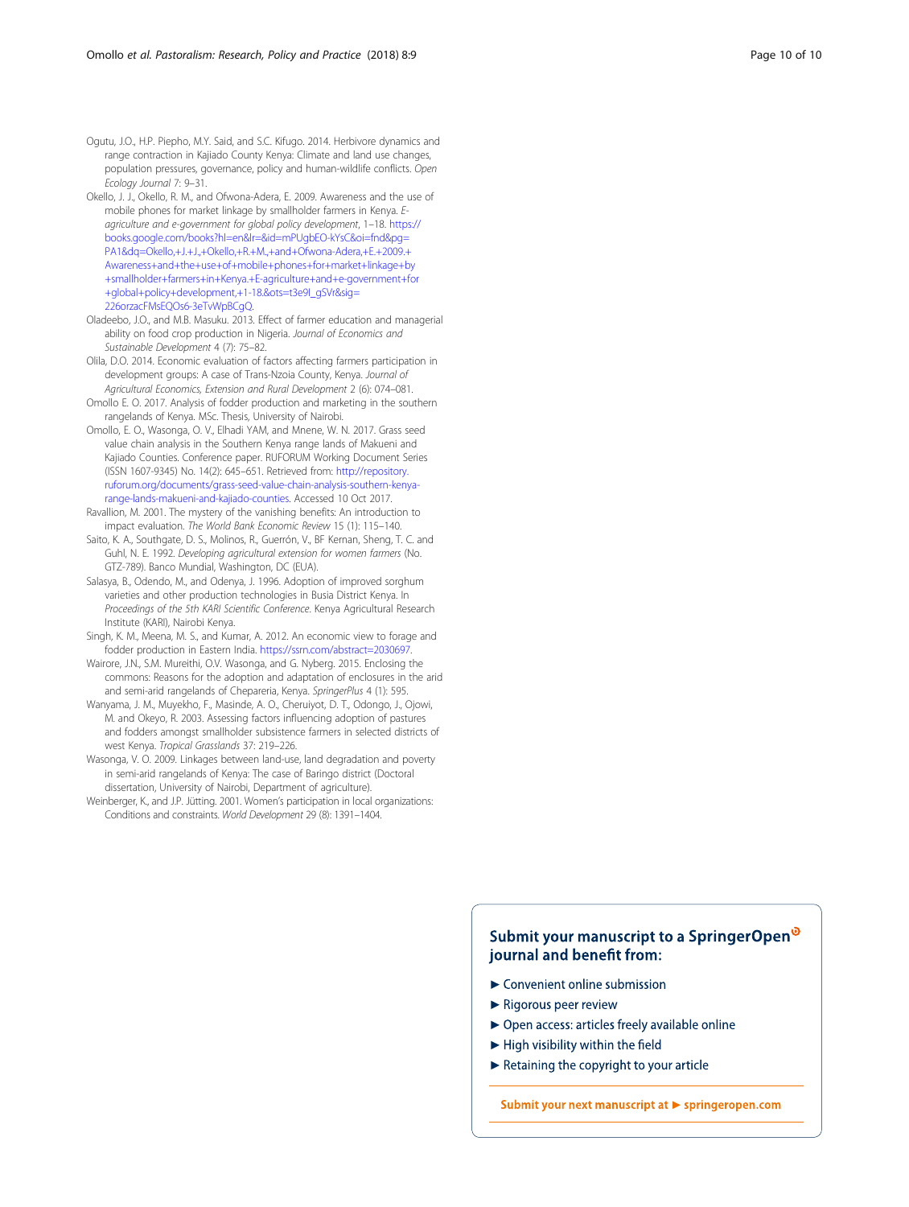Ogutu, J.O., H.P. Piepho, M.Y. Said, and S.C. Kifugo. 2014. Herbivore dynamics and range contraction in Kajiado County Kenya: Climate and land use changes, population pressures, governance, policy and human-wildlife conflicts. *Open Ecology Journal* 7: 9–31.

Okello, J. J., Okello, R. M., and Ofwona-Adera, E. 2009. Awareness and the use of mobile phones for market linkage by smallholder farmers in Kenya. *E-agriculture and e-government for global policy development*, 1–18. https://books.google.com/books?hl=en&lr=&id=mPUgbEO-kYsC&oi=fnd&pg=PA1&dq=Okello,+J.+J.,+Okello,+R.+M.,+and+Ofwona-Adera,+E.+2009.+Awareness+and+the+use+of+mobile+phones+for+market+linkage+by+smallholder+farmers+in+Kenya.+E-agriculture+and+e-government+for+global+policy+development,+1-18.&ots=t3e9l_gSVr&sig=226orzacFMsEQOs6-3eTvWpBCgQ.

Oladeebo, J.O., and M.B. Masuku. 2013. Effect of farmer education and managerial ability on food crop production in Nigeria. *Journal of Economics and Sustainable Development* 4 (7): 75–82.

Olila, D.O. 2014. Economic evaluation of factors affecting farmers participation in development groups: A case of Trans-Nzoia County, Kenya. *Journal of Agricultural Economics, Extension and Rural Development* 2 (6): 074–081.

Omollo E. O. 2017. Analysis of fodder production and marketing in the southern rangelands of Kenya. MSc. Thesis, University of Nairobi.

Omollo, E. O., Wasonga, O. V., Elhadi YAM, and Mnene, W. N. 2017. Grass seed value chain analysis in the Southern Kenya range lands of Makueni and Kajiado Counties. Conference paper. RUFORUM Working Document Series (ISSN 1607-9345) No. 14(2): 645–651. Retrieved from: http://repository.ruforum.org/documents/grass-seed-value-chain-analysis-southern-kenya-range-lands-makueni-and-kajiado-counties. Accessed 10 Oct 2017.

Ravallion, M. 2001. The mystery of the vanishing benefits: An introduction to impact evaluation. *The World Bank Economic Review* 15 (1): 115–140.

Saito, K. A., Southgate, D. S., Molinos, R., Guerrón, V., BF Kernan, Sheng, T. C. and Guhl, N. E. 1992. *Developing agricultural extension for women farmers* (No. GTZ-789). Banco Mundial, Washington, DC (EUA).

Salasya, B., Odendo, M., and Odenya, J. 1996. Adoption of improved sorghum varieties and other production technologies in Busia District Kenya. In *Proceedings of the 5th KARI Scientific Conference*. Kenya Agricultural Research Institute (KARI), Nairobi Kenya.

Singh, K. M., Meena, M. S., and Kumar, A. 2012. An economic view to forage and fodder production in Eastern India. https://ssrn.com/abstract=2030697.

Wairore, J.N., S.M. Mureithi, O.V. Wasonga, and G. Nyberg. 2015. Enclosing the commons: Reasons for the adoption and adaptation of enclosures in the arid and semi-arid rangelands of Chepareria, Kenya. *SpringerPlus* 4 (1): 595.

Wanyama, J. M., Muyekho, F., Masinde, A. O., Cheruiyot, D. T., Odongo, J., Ojowi, M. and Okeyo, R. 2003. Assessing factors influencing adoption of pastures and fodders amongst smallholder subsistence farmers in selected districts of west Kenya. *Tropical Grasslands* 37: 219–226.

Wasonga, V. O. 2009. Linkages between land-use, land degradation and poverty in semi-arid rangelands of Kenya: The case of Baringo district (Doctoral dissertation, University of Nairobi, Department of agriculture).

Weinberger, K., and J.P. Jütting. 2001. Women's participation in local organizations: Conditions and constraints. *World Development* 29 (8): 1391–1404.

**Submit your manuscript to a SpringerOpen journal and benefit from:**

- ► Convenient online submission
- ► Rigorous peer review
- ► Open access: articles freely available online
- ► High visibility within the field
- ► Retaining the copyright to your article

**Submit your next manuscript at ► springeropen.com**